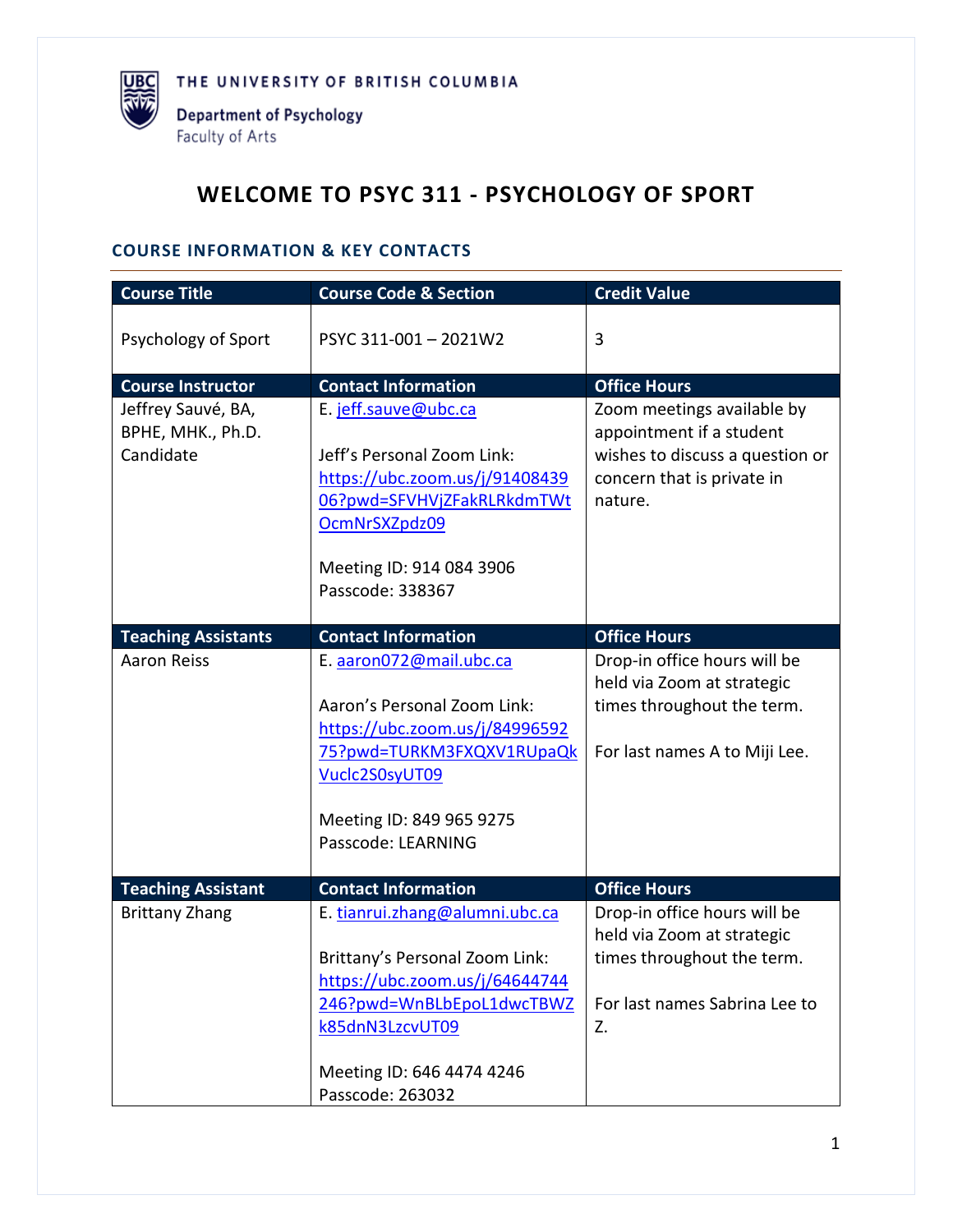THE UNIVERSITY OF BRITISH COLUMBIA

Department of Psychology
Faculty of Arts

# WELCOME TO PSYC 311 - PSYCHOLOGY OF SPORT

## COURSE INFORMATION & KEY CONTACTS

| Course Title | Course Code & Section | Credit Value |
|---|---|---|
| Psychology of Sport | PSYC 311-001 – 2021W2 | 3 |
| **Course Instructor** | **Contact Information** | **Office Hours** |
| Jeffrey Sauvé, BA, BPHE, MHK., Ph.D. Candidate | E. jeff.sauve@ubc.ca<br><br>Jeff's Personal Zoom Link: https://ubc.zoom.us/j/91408439 06?pwd=SFVHVjZFakRLRkdmTWtOcmNrSXZpdz09<br><br>Meeting ID: 914 084 3906<br>Passcode: 338367 | Zoom meetings available by appointment if a student wishes to discuss a question or concern that is private in nature. |
| **Teaching Assistants** | **Contact Information** | **Office Hours** |
| Aaron Reiss | E. aaron072@mail.ubc.ca<br><br>Aaron's Personal Zoom Link: https://ubc.zoom.us/j/84996592 75?pwd=TURKM3FXQXV1RUpaQkVuclc2S0syUT09<br><br>Meeting ID: 849 965 9275<br>Passcode: LEARNING | Drop-in office hours will be held via Zoom at strategic times throughout the term.<br><br>For last names A to Miji Lee. |
| **Teaching Assistant** | **Contact Information** | **Office Hours** |
| Brittany Zhang | E. tianrui.zhang@alumni.ubc.ca<br><br>Brittany's Personal Zoom Link: https://ubc.zoom.us/j/64644744 246?pwd=WnBLbEpoL1dwcTBWZk85dnN3LzcvUT09<br><br>Meeting ID: 646 4474 4246<br>Passcode: 263032 | Drop-in office hours will be held via Zoom at strategic times throughout the term.<br><br>For last names Sabrina Lee to Z. |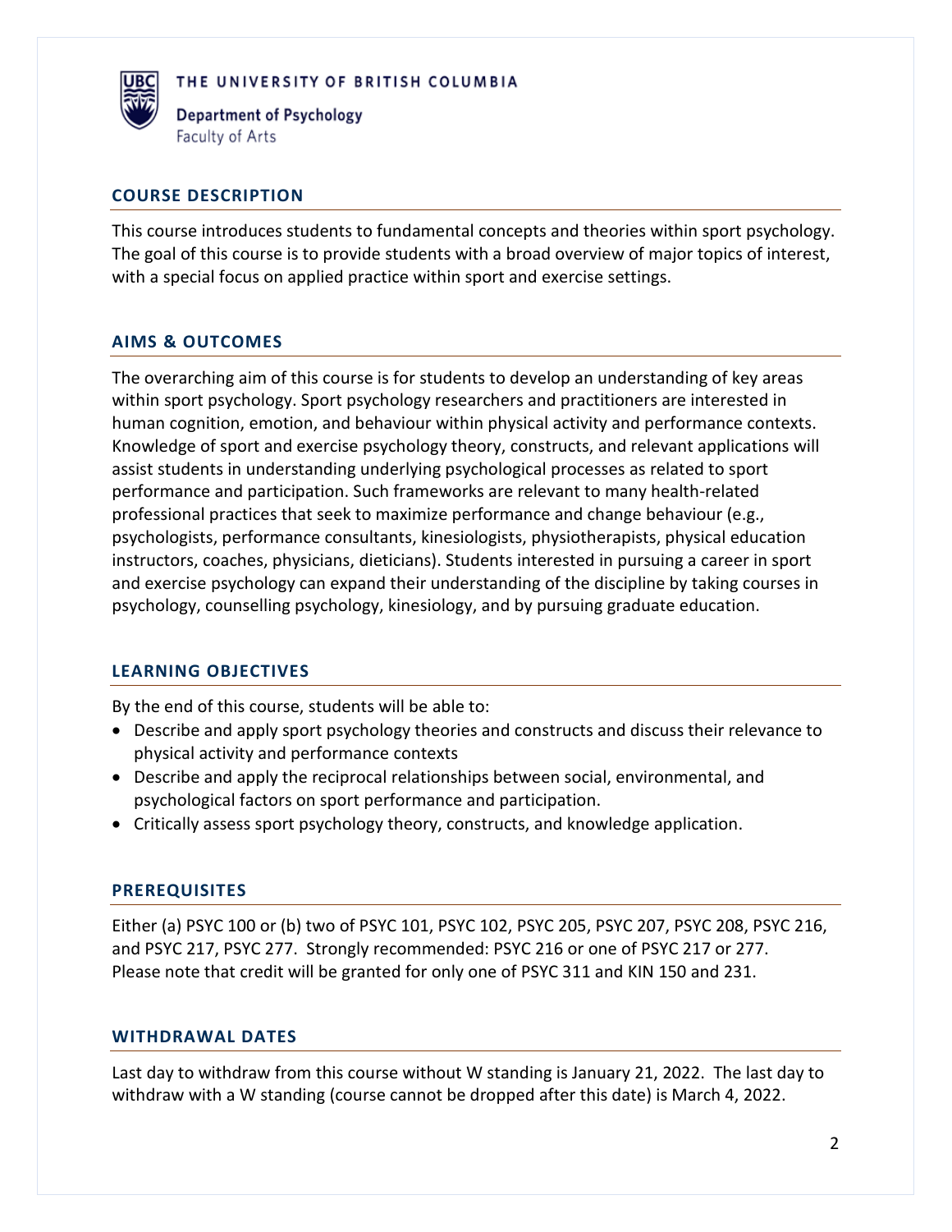THE UNIVERSITY OF BRITISH COLUMBIA

Department of Psychology
Faculty of Arts

## COURSE DESCRIPTION

This course introduces students to fundamental concepts and theories within sport psychology. The goal of this course is to provide students with a broad overview of major topics of interest, with a special focus on applied practice within sport and exercise settings.

## AIMS & OUTCOMES

The overarching aim of this course is for students to develop an understanding of key areas within sport psychology. Sport psychology researchers and practitioners are interested in human cognition, emotion, and behaviour within physical activity and performance contexts. Knowledge of sport and exercise psychology theory, constructs, and relevant applications will assist students in understanding underlying psychological processes as related to sport performance and participation. Such frameworks are relevant to many health-related professional practices that seek to maximize performance and change behaviour (e.g., psychologists, performance consultants, kinesiologists, physiotherapists, physical education instructors, coaches, physicians, dieticians). Students interested in pursuing a career in sport and exercise psychology can expand their understanding of the discipline by taking courses in psychology, counselling psychology, kinesiology, and by pursuing graduate education.

## LEARNING OBJECTIVES

By the end of this course, students will be able to:

- Describe and apply sport psychology theories and constructs and discuss their relevance to physical activity and performance contexts
- Describe and apply the reciprocal relationships between social, environmental, and psychological factors on sport performance and participation.
- Critically assess sport psychology theory, constructs, and knowledge application.

## PREREQUISITES

Either (a) PSYC 100 or (b) two of PSYC 101, PSYC 102, PSYC 205, PSYC 207, PSYC 208, PSYC 216, and PSYC 217, PSYC 277. Strongly recommended: PSYC 216 or one of PSYC 217 or 277. Please note that credit will be granted for only one of PSYC 311 and KIN 150 and 231.

## WITHDRAWAL DATES

Last day to withdraw from this course without W standing is January 21, 2022. The last day to withdraw with a W standing (course cannot be dropped after this date) is March 4, 2022.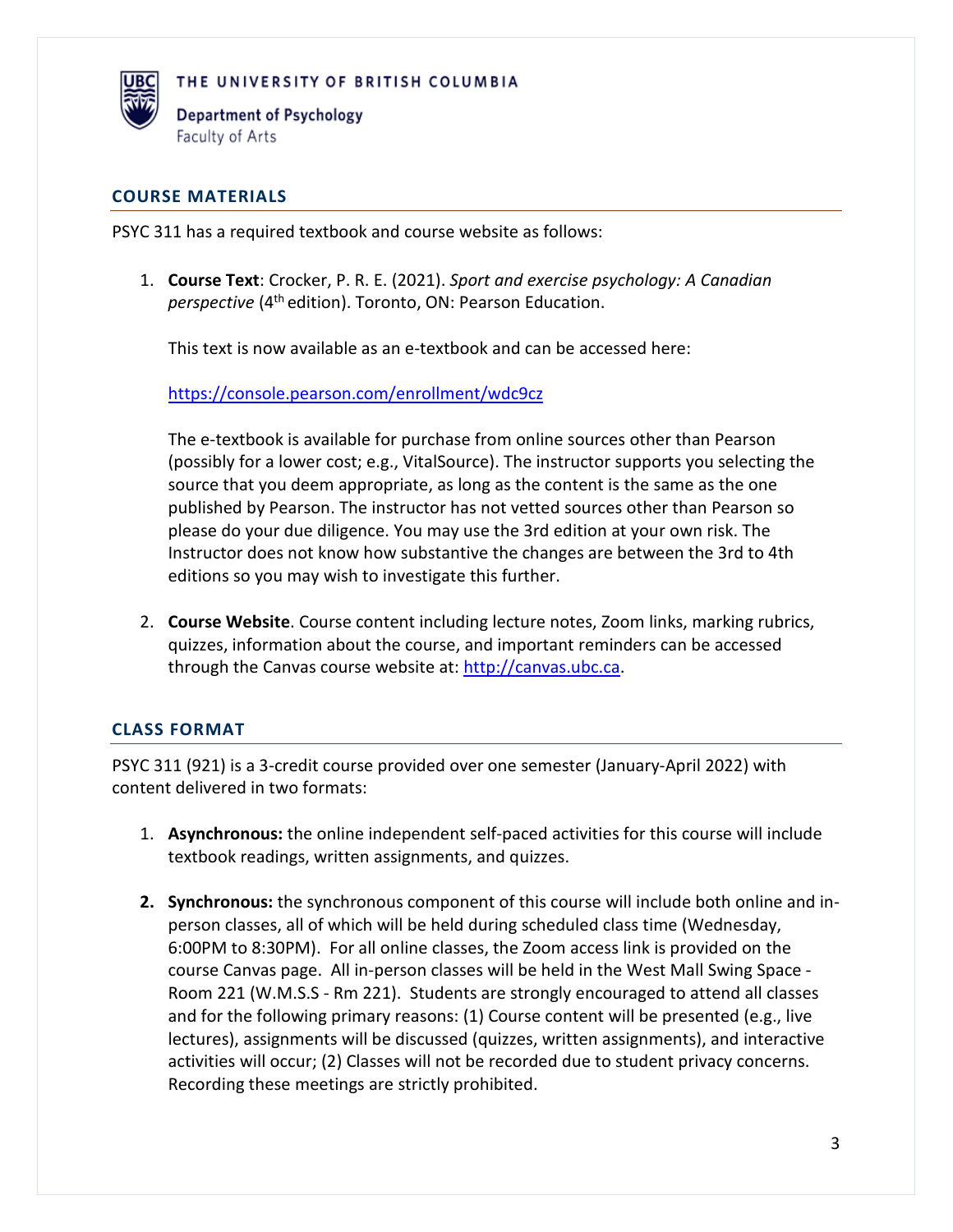## COURSE MATERIALS

PSYC 311 has a required textbook and course website as follows:

1. **Course Text**: Crocker, P. R. E. (2021). *Sport and exercise psychology: A Canadian perspective* (4th edition). Toronto, ON: Pearson Education.

   This text is now available as an e-textbook and can be accessed here:

   https://console.pearson.com/enrollment/wdc9cz

   The e-textbook is available for purchase from online sources other than Pearson (possibly for a lower cost; e.g., VitalSource). The instructor supports you selecting the source that you deem appropriate, as long as the content is the same as the one published by Pearson. The instructor has not vetted sources other than Pearson so please do your due diligence. You may use the 3rd edition at your own risk. The Instructor does not know how substantive the changes are between the 3rd to 4th editions so you may wish to investigate this further.

2. **Course Website**. Course content including lecture notes, Zoom links, marking rubrics, quizzes, information about the course, and important reminders can be accessed through the Canvas course website at: http://canvas.ubc.ca.

## CLASS FORMAT

PSYC 311 (921) is a 3-credit course provided over one semester (January-April 2022) with content delivered in two formats:

1. **Asynchronous:** the online independent self-paced activities for this course will include textbook readings, written assignments, and quizzes.

2. **Synchronous:** the synchronous component of this course will include both online and in-person classes, all of which will be held during scheduled class time (Wednesday, 6:00PM to 8:30PM). For all online classes, the Zoom access link is provided on the course Canvas page. All in-person classes will be held in the West Mall Swing Space - Room 221 (W.M.S.S - Rm 221). Students are strongly encouraged to attend all classes and for the following primary reasons: (1) Course content will be presented (e.g., live lectures), assignments will be discussed (quizzes, written assignments), and interactive activities will occur; (2) Classes will not be recorded due to student privacy concerns. Recording these meetings are strictly prohibited.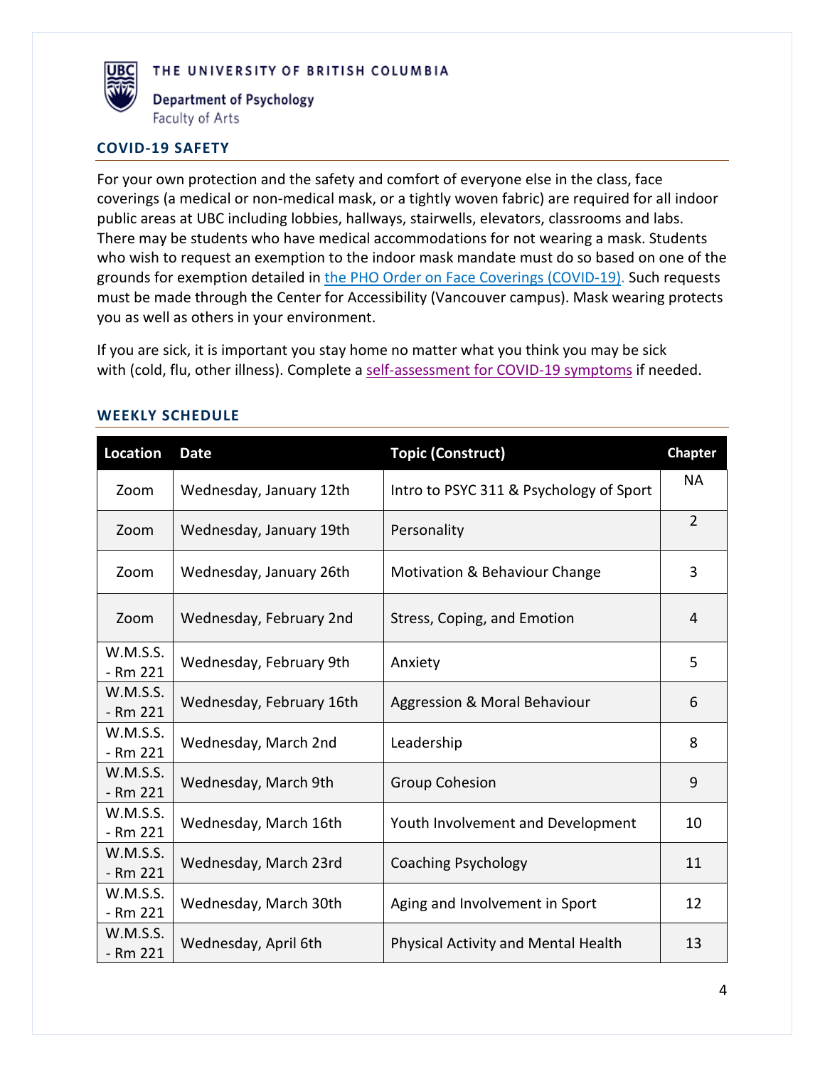THE UNIVERSITY OF BRITISH COLUMBIA

Department of Psychology
Faculty of Arts

## COVID-19 SAFETY

For your own protection and the safety and comfort of everyone else in the class, face coverings (a medical or non-medical mask, or a tightly woven fabric) are required for all indoor public areas at UBC including lobbies, hallways, stairwells, elevators, classrooms and labs. There may be students who have medical accommodations for not wearing a mask. Students who wish to request an exemption to the indoor mask mandate must do so based on one of the grounds for exemption detailed in the PHO Order on Face Coverings (COVID-19). Such requests must be made through the Center for Accessibility (Vancouver campus). Mask wearing protects you as well as others in your environment.

If you are sick, it is important you stay home no matter what you think you may be sick with (cold, flu, other illness). Complete a self-assessment for COVID-19 symptoms if needed.

## WEEKLY SCHEDULE

| Location | Date | Topic (Construct) | Chapter |
|---|---|---|---|
| Zoom | Wednesday, January 12th | Intro to PSYC 311 & Psychology of Sport | NA |
| Zoom | Wednesday, January 19th | Personality | 2 |
| Zoom | Wednesday, January 26th | Motivation & Behaviour Change | 3 |
| Zoom | Wednesday, February 2nd | Stress, Coping, and Emotion | 4 |
| W.M.S.S. - Rm 221 | Wednesday, February 9th | Anxiety | 5 |
| W.M.S.S. - Rm 221 | Wednesday, February 16th | Aggression & Moral Behaviour | 6 |
| W.M.S.S. - Rm 221 | Wednesday, March 2nd | Leadership | 8 |
| W.M.S.S. - Rm 221 | Wednesday, March 9th | Group Cohesion | 9 |
| W.M.S.S. - Rm 221 | Wednesday, March 16th | Youth Involvement and Development | 10 |
| W.M.S.S. - Rm 221 | Wednesday, March 23rd | Coaching Psychology | 11 |
| W.M.S.S. - Rm 221 | Wednesday, March 30th | Aging and Involvement in Sport | 12 |
| W.M.S.S. - Rm 221 | Wednesday, April 6th | Physical Activity and Mental Health | 13 |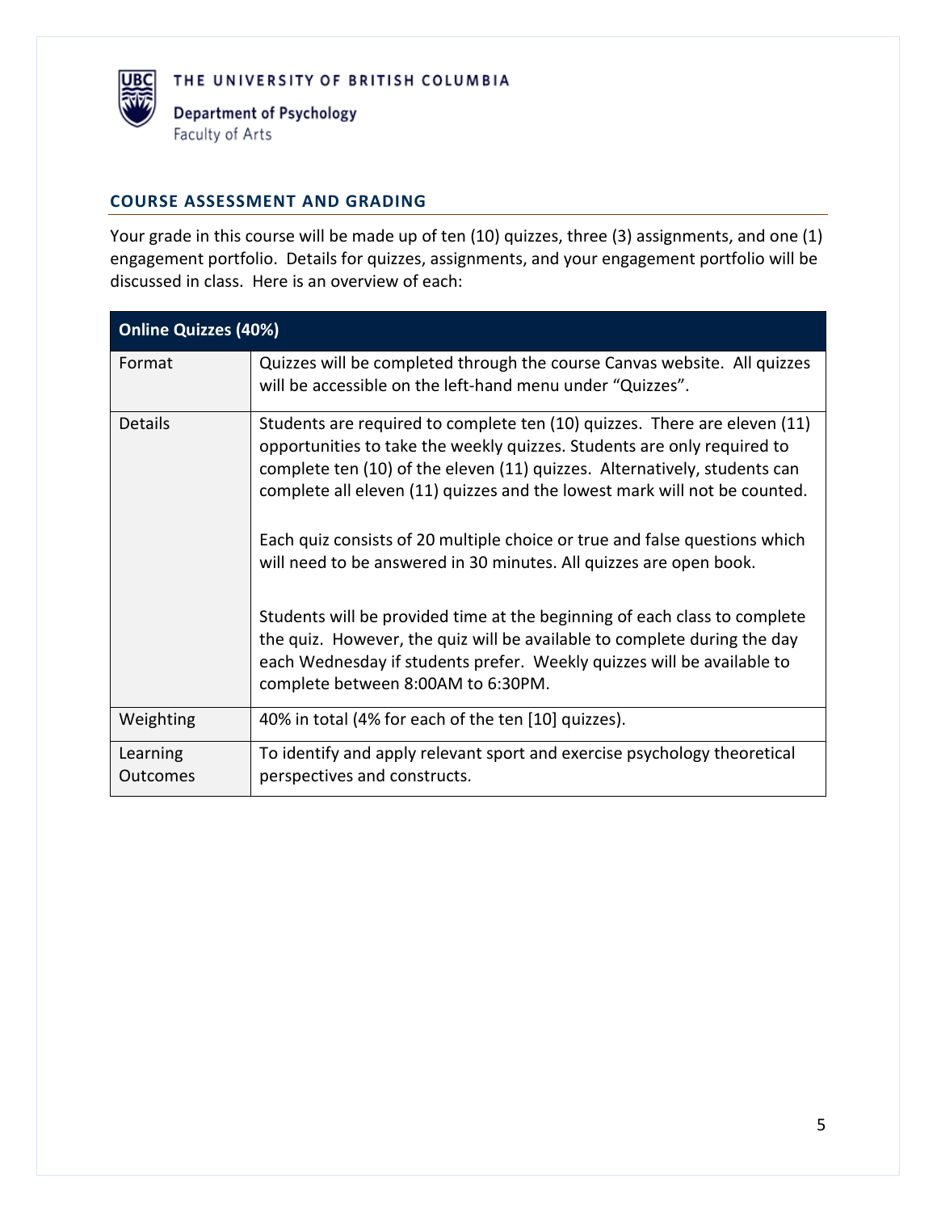## COURSE ASSESSMENT AND GRADING

Your grade in this course will be made up of ten (10) quizzes, three (3) assignments, and one (1) engagement portfolio. Details for quizzes, assignments, and your engagement portfolio will be discussed in class. Here is an overview of each:

| **Online Quizzes (40%)** | |
|---|---|
| Format | Quizzes will be completed through the course Canvas website. All quizzes will be accessible on the left-hand menu under "Quizzes". |
| Details | Students are required to complete ten (10) quizzes. There are eleven (11) opportunities to take the weekly quizzes. Students are only required to complete ten (10) of the eleven (11) quizzes. Alternatively, students can complete all eleven (11) quizzes and the lowest mark will not be counted.<br><br>Each quiz consists of 20 multiple choice or true and false questions which will need to be answered in 30 minutes. All quizzes are open book.<br><br>Students will be provided time at the beginning of each class to complete the quiz. However, the quiz will be available to complete during the day each Wednesday if students prefer. Weekly quizzes will be available to complete between 8:00AM to 6:30PM. |
| Weighting | 40% in total (4% for each of the ten [10] quizzes). |
| Learning Outcomes | To identify and apply relevant sport and exercise psychology theoretical perspectives and constructs. |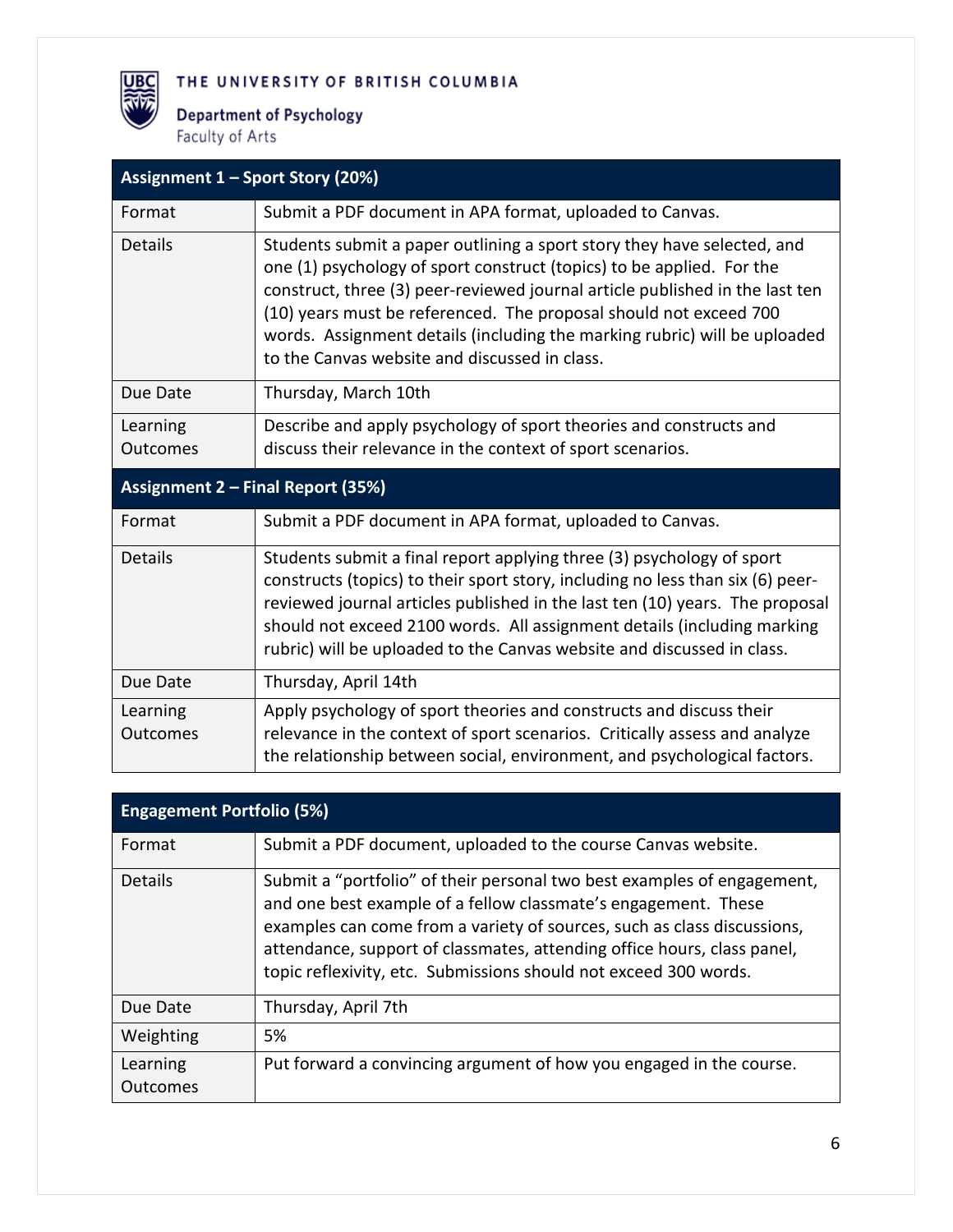| Assignment 1 – Sport Story (20%) | |
|---|---|
| Format | Submit a PDF document in APA format, uploaded to Canvas. |
| Details | Students submit a paper outlining a sport story they have selected, and one (1) psychology of sport construct (topics) to be applied. For the construct, three (3) peer-reviewed journal article published in the last ten (10) years must be referenced. The proposal should not exceed 700 words. Assignment details (including the marking rubric) will be uploaded to the Canvas website and discussed in class. |
| Due Date | Thursday, March 10th |
| Learning Outcomes | Describe and apply psychology of sport theories and constructs and discuss their relevance in the context of sport scenarios. |

| Assignment 2 – Final Report (35%) | |
|---|---|
| Format | Submit a PDF document in APA format, uploaded to Canvas. |
| Details | Students submit a final report applying three (3) psychology of sport constructs (topics) to their sport story, including no less than six (6) peer-reviewed journal articles published in the last ten (10) years. The proposal should not exceed 2100 words. All assignment details (including marking rubric) will be uploaded to the Canvas website and discussed in class. |
| Due Date | Thursday, April 14th |
| Learning Outcomes | Apply psychology of sport theories and constructs and discuss their relevance in the context of sport scenarios. Critically assess and analyze the relationship between social, environment, and psychological factors. |

| Engagement Portfolio (5%) | |
|---|---|
| Format | Submit a PDF document, uploaded to the course Canvas website. |
| Details | Submit a "portfolio" of their personal two best examples of engagement, and one best example of a fellow classmate's engagement. These examples can come from a variety of sources, such as class discussions, attendance, support of classmates, attending office hours, class panel, topic reflexivity, etc. Submissions should not exceed 300 words. |
| Due Date | Thursday, April 7th |
| Weighting | 5% |
| Learning Outcomes | Put forward a convincing argument of how you engaged in the course. |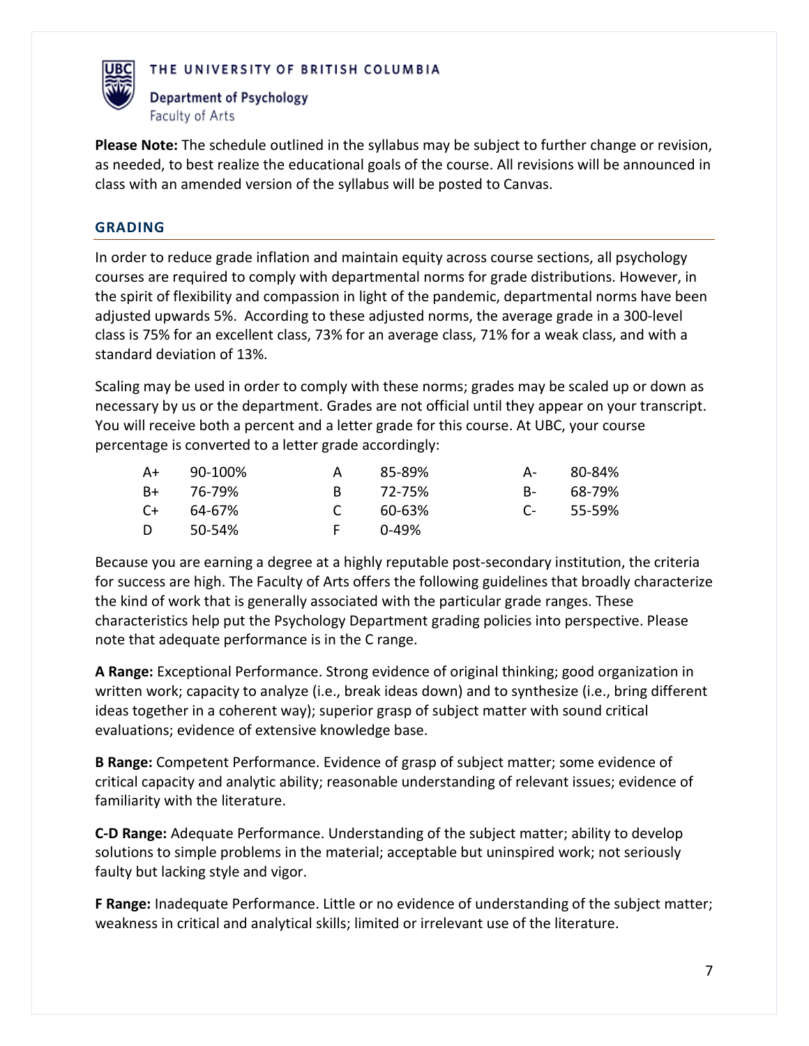**Please Note:** The schedule outlined in the syllabus may be subject to further change or revision, as needed, to best realize the educational goals of the course. All revisions will be announced in class with an amended version of the syllabus will be posted to Canvas.

## GRADING

In order to reduce grade inflation and maintain equity across course sections, all psychology courses are required to comply with departmental norms for grade distributions. However, in the spirit of flexibility and compassion in light of the pandemic, departmental norms have been adjusted upwards 5%. According to these adjusted norms, the average grade in a 300-level class is 75% for an excellent class, 73% for an average class, 71% for a weak class, and with a standard deviation of 13%.

Scaling may be used in order to comply with these norms; grades may be scaled up or down as necessary by us or the department. Grades are not official until they appear on your transcript. You will receive both a percent and a letter grade for this course. At UBC, your course percentage is converted to a letter grade accordingly:

| | | | | | |
|---|---|---|---|---|---|
| A+ | 90-100% | A | 85-89% | A- | 80-84% |
| B+ | 76-79% | B | 72-75% | B- | 68-79% |
| C+ | 64-67% | C | 60-63% | C- | 55-59% |
| D | 50-54% | F | 0-49% | | |

Because you are earning a degree at a highly reputable post-secondary institution, the criteria for success are high. The Faculty of Arts offers the following guidelines that broadly characterize the kind of work that is generally associated with the particular grade ranges. These characteristics help put the Psychology Department grading policies into perspective. Please note that adequate performance is in the C range.

**A Range:** Exceptional Performance. Strong evidence of original thinking; good organization in written work; capacity to analyze (i.e., break ideas down) and to synthesize (i.e., bring different ideas together in a coherent way); superior grasp of subject matter with sound critical evaluations; evidence of extensive knowledge base.

**B Range:** Competent Performance. Evidence of grasp of subject matter; some evidence of critical capacity and analytic ability; reasonable understanding of relevant issues; evidence of familiarity with the literature.

**C-D Range:** Adequate Performance. Understanding of the subject matter; ability to develop solutions to simple problems in the material; acceptable but uninspired work; not seriously faulty but lacking style and vigor.

**F Range:** Inadequate Performance. Little or no evidence of understanding of the subject matter; weakness in critical and analytical skills; limited or irrelevant use of the literature.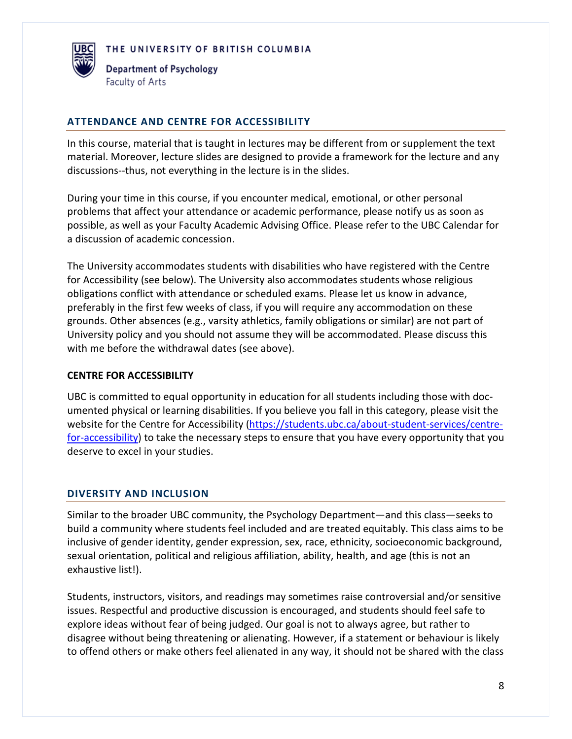## ATTENDANCE AND CENTRE FOR ACCESSIBILITY

In this course, material that is taught in lectures may be different from or supplement the text material. Moreover, lecture slides are designed to provide a framework for the lecture and any discussions--thus, not everything in the lecture is in the slides.

During your time in this course, if you encounter medical, emotional, or other personal problems that affect your attendance or academic performance, please notify us as soon as possible, as well as your Faculty Academic Advising Office. Please refer to the UBC Calendar for a discussion of academic concession.

The University accommodates students with disabilities who have registered with the Centre for Accessibility (see below). The University also accommodates students whose religious obligations conflict with attendance or scheduled exams. Please let us know in advance, preferably in the first few weeks of class, if you will require any accommodation on these grounds. Other absences (e.g., varsity athletics, family obligations or similar) are not part of University policy and you should not assume they will be accommodated. Please discuss this with me before the withdrawal dates (see above).

### CENTRE FOR ACCESSIBILITY

UBC is committed to equal opportunity in education for all students including those with documented physical or learning disabilities. If you believe you fall in this category, please visit the website for the Centre for Accessibility (https://students.ubc.ca/about-student-services/centre-for-accessibility) to take the necessary steps to ensure that you have every opportunity that you deserve to excel in your studies.

## DIVERSITY AND INCLUSION

Similar to the broader UBC community, the Psychology Department—and this class—seeks to build a community where students feel included and are treated equitably. This class aims to be inclusive of gender identity, gender expression, sex, race, ethnicity, socioeconomic background, sexual orientation, political and religious affiliation, ability, health, and age (this is not an exhaustive list!).

Students, instructors, visitors, and readings may sometimes raise controversial and/or sensitive issues. Respectful and productive discussion is encouraged, and students should feel safe to explore ideas without fear of being judged. Our goal is not to always agree, but rather to disagree without being threatening or alienating. However, if a statement or behaviour is likely to offend others or make others feel alienated in any way, it should not be shared with the class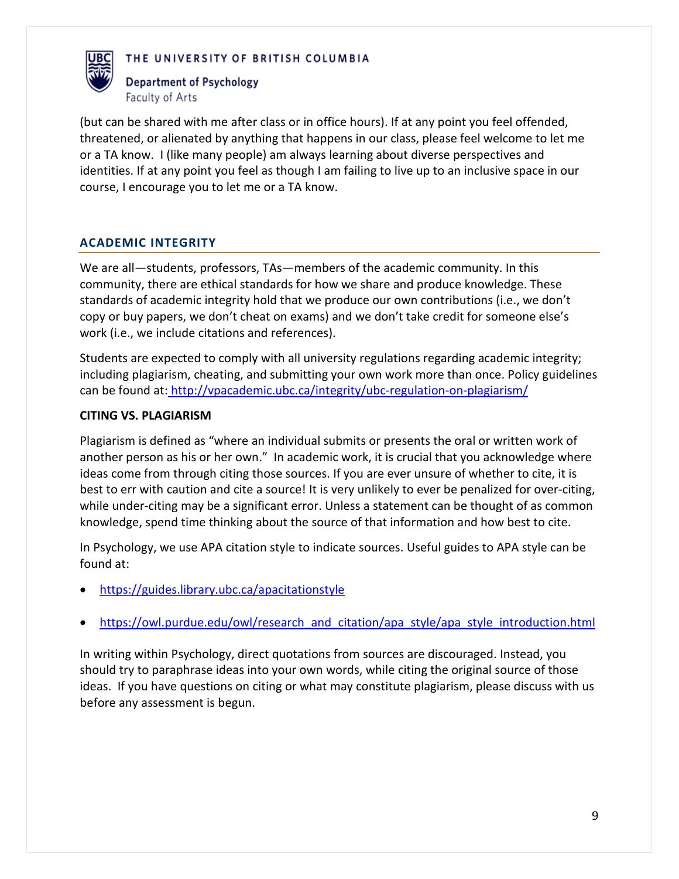(but can be shared with me after class or in office hours). If at any point you feel offended, threatened, or alienated by anything that happens in our class, please feel welcome to let me or a TA know. I (like many people) am always learning about diverse perspectives and identities. If at any point you feel as though I am failing to live up to an inclusive space in our course, I encourage you to let me or a TA know.

## ACADEMIC INTEGRITY

We are all—students, professors, TAs—members of the academic community. In this community, there are ethical standards for how we share and produce knowledge. These standards of academic integrity hold that we produce our own contributions (i.e., we don't copy or buy papers, we don't cheat on exams) and we don't take credit for someone else's work (i.e., we include citations and references).

Students are expected to comply with all university regulations regarding academic integrity; including plagiarism, cheating, and submitting your own work more than once. Policy guidelines can be found at: http://vpacademic.ubc.ca/integrity/ubc-regulation-on-plagiarism/

### CITING VS. PLAGIARISM

Plagiarism is defined as "where an individual submits or presents the oral or written work of another person as his or her own." In academic work, it is crucial that you acknowledge where ideas come from through citing those sources. If you are ever unsure of whether to cite, it is best to err with caution and cite a source! It is very unlikely to ever be penalized for over-citing, while under-citing may be a significant error. Unless a statement can be thought of as common knowledge, spend time thinking about the source of that information and how best to cite.

In Psychology, we use APA citation style to indicate sources. Useful guides to APA style can be found at:

- https://guides.library.ubc.ca/apacitationstyle
- https://owl.purdue.edu/owl/research_and_citation/apa_style/apa_style_introduction.html

In writing within Psychology, direct quotations from sources are discouraged. Instead, you should try to paraphrase ideas into your own words, while citing the original source of those ideas. If you have questions on citing or what may constitute plagiarism, please discuss with us before any assessment is begun.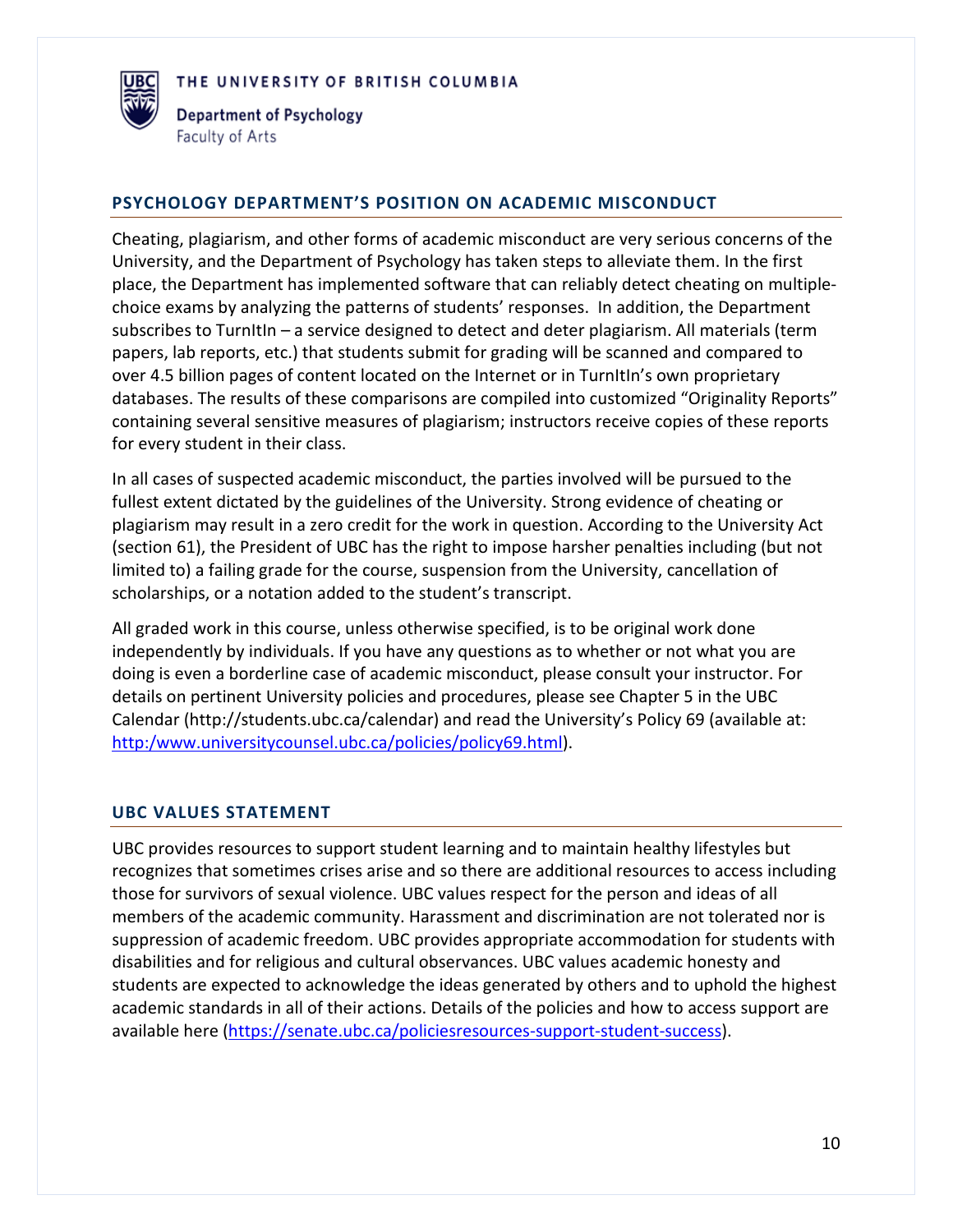THE UNIVERSITY OF BRITISH COLUMBIA

Department of Psychology
Faculty of Arts

## PSYCHOLOGY DEPARTMENT'S POSITION ON ACADEMIC MISCONDUCT

Cheating, plagiarism, and other forms of academic misconduct are very serious concerns of the University, and the Department of Psychology has taken steps to alleviate them. In the first place, the Department has implemented software that can reliably detect cheating on multiple-choice exams by analyzing the patterns of students' responses. In addition, the Department subscribes to TurnItIn – a service designed to detect and deter plagiarism. All materials (term papers, lab reports, etc.) that students submit for grading will be scanned and compared to over 4.5 billion pages of content located on the Internet or in TurnItIn's own proprietary databases. The results of these comparisons are compiled into customized "Originality Reports" containing several sensitive measures of plagiarism; instructors receive copies of these reports for every student in their class.

In all cases of suspected academic misconduct, the parties involved will be pursued to the fullest extent dictated by the guidelines of the University. Strong evidence of cheating or plagiarism may result in a zero credit for the work in question. According to the University Act (section 61), the President of UBC has the right to impose harsher penalties including (but not limited to) a failing grade for the course, suspension from the University, cancellation of scholarships, or a notation added to the student's transcript.

All graded work in this course, unless otherwise specified, is to be original work done independently by individuals. If you have any questions as to whether or not what you are doing is even a borderline case of academic misconduct, please consult your instructor. For details on pertinent University policies and procedures, please see Chapter 5 in the UBC Calendar (http://students.ubc.ca/calendar) and read the University's Policy 69 (available at: http:/www.universitycounsel.ubc.ca/policies/policy69.html).

## UBC VALUES STATEMENT

UBC provides resources to support student learning and to maintain healthy lifestyles but recognizes that sometimes crises arise and so there are additional resources to access including those for survivors of sexual violence. UBC values respect for the person and ideas of all members of the academic community. Harassment and discrimination are not tolerated nor is suppression of academic freedom. UBC provides appropriate accommodation for students with disabilities and for religious and cultural observances. UBC values academic honesty and students are expected to acknowledge the ideas generated by others and to uphold the highest academic standards in all of their actions. Details of the policies and how to access support are available here (https://senate.ubc.ca/policiesresources-support-student-success).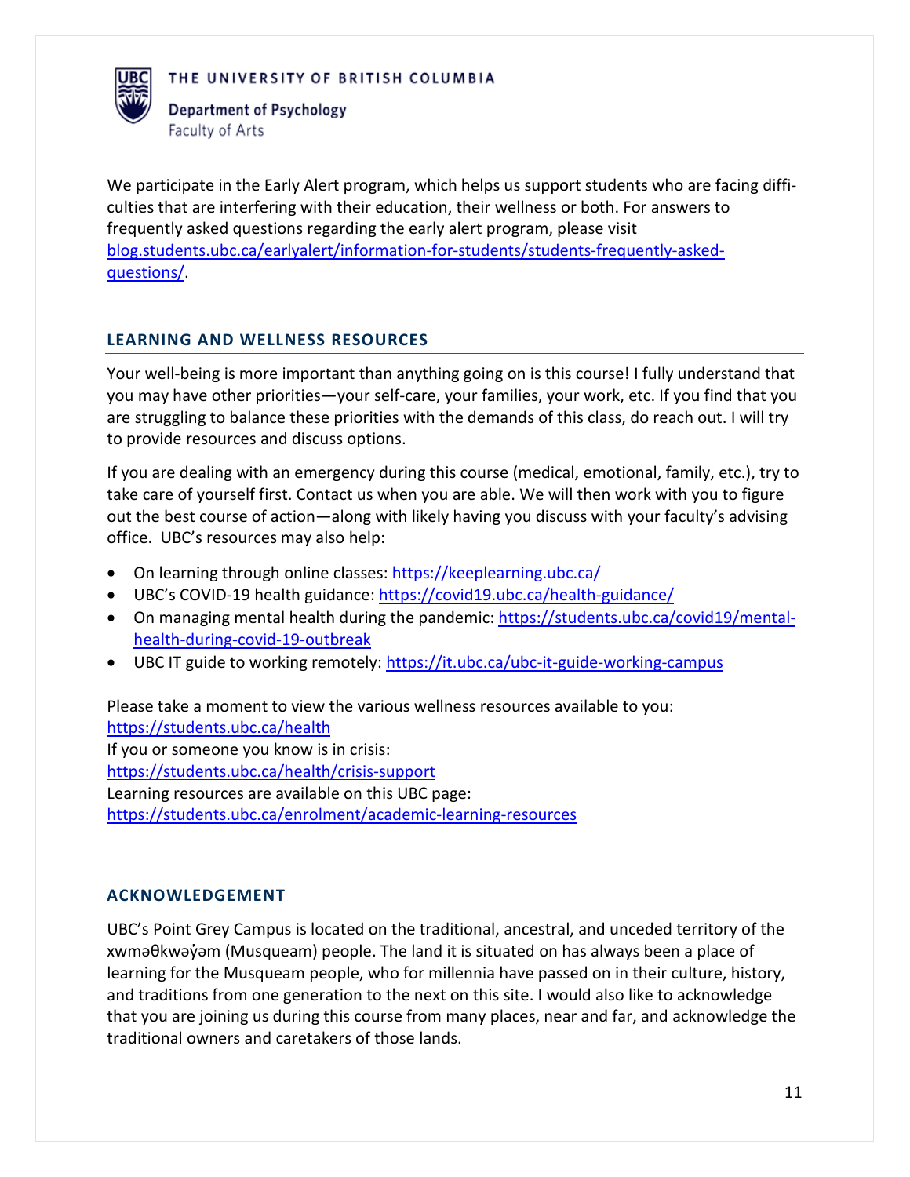We participate in the Early Alert program, which helps us support students who are facing difficulties that are interfering with their education, their wellness or both. For answers to frequently asked questions regarding the early alert program, please visit [blog.students.ubc.ca/earlyalert/information-for-students/students-frequently-asked-questions/](https://blog.students.ubc.ca/earlyalert/information-for-students/students-frequently-asked-questions/).

## LEARNING AND WELLNESS RESOURCES

Your well-being is more important than anything going on is this course! I fully understand that you may have other priorities—your self-care, your families, your work, etc. If you find that you are struggling to balance these priorities with the demands of this class, do reach out. I will try to provide resources and discuss options.

If you are dealing with an emergency during this course (medical, emotional, family, etc.), try to take care of yourself first. Contact us when you are able. We will then work with you to figure out the best course of action—along with likely having you discuss with your faculty's advising office. UBC's resources may also help:

- On learning through online classes: https://keeplearning.ubc.ca/
- UBC's COVID-19 health guidance: https://covid19.ubc.ca/health-guidance/
- On managing mental health during the pandemic: https://students.ubc.ca/covid19/mental-health-during-covid-19-outbreak
- UBC IT guide to working remotely: https://it.ubc.ca/ubc-it-guide-working-campus

Please take a moment to view the various wellness resources available to you:
https://students.ubc.ca/health
If you or someone you know is in crisis:
https://students.ubc.ca/health/crisis-support
Learning resources are available on this UBC page:
https://students.ubc.ca/enrolment/academic-learning-resources

## ACKNOWLEDGEMENT

UBC's Point Grey Campus is located on the traditional, ancestral, and unceded territory of the xʷməθkʷəy̓əm (Musqueam) people. The land it is situated on has always been a place of learning for the Musqueam people, who for millennia have passed on in their culture, history, and traditions from one generation to the next on this site. I would also like to acknowledge that you are joining us during this course from many places, near and far, and acknowledge the traditional owners and caretakers of those lands.